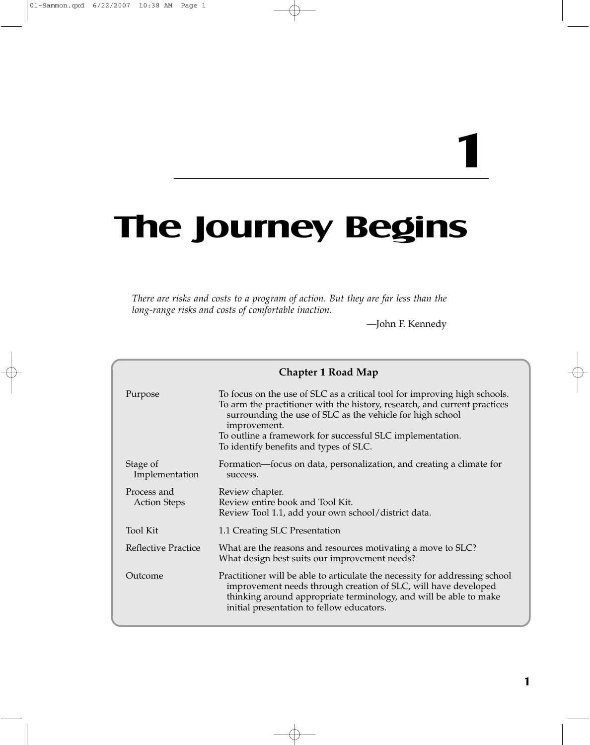# 1

# The Journey Begins

*There are risks and costs to a program of action. But they are far less than the long-range risks and costs of comfortable inaction.*

—John F. Kennedy

**Chapter 1 Road Map**

| | |
|---|---|
| Purpose | To focus on the use of SLC as a critical tool for improving high schools.<br>To arm the practitioner with the history, research, and current practices surrounding the use of SLC as the vehicle for high school improvement.<br>To outline a framework for successful SLC implementation.<br>To identify benefits and types of SLC. |
| Stage of Implementation | Formation—focus on data, personalization, and creating a climate for success. |
| Process and Action Steps | Review chapter.<br>Review entire book and Tool Kit.<br>Review Tool 1.1, add your own school/district data. |
| Tool Kit | 1.1 Creating SLC Presentation |
| Reflective Practice | What are the reasons and resources motivating a move to SLC?<br>What design best suits our improvement needs? |
| Outcome | Practitioner will be able to articulate the necessity for addressing school improvement needs through creation of SLC, will have developed thinking around appropriate terminology, and will be able to make initial presentation to fellow educators. |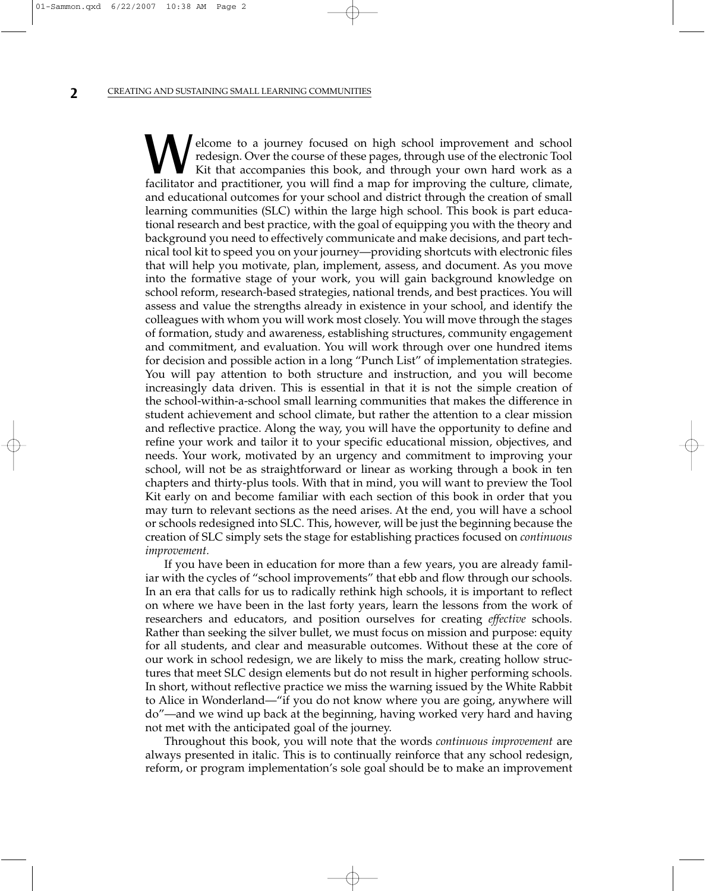Welcome to a journey focused on high school improvement and school redesign. Over the course of these pages, through use of the electronic Tool Kit that accompanies this book, and through your own hard work as a facilitator and practitioner, you will find a map for improving the culture, climate, and educational outcomes for your school and district through the creation of small learning communities (SLC) within the large high school. This book is part educational research and best practice, with the goal of equipping you with the theory and background you need to effectively communicate and make decisions, and part technical tool kit to speed you on your journey—providing shortcuts with electronic files that will help you motivate, plan, implement, assess, and document. As you move into the formative stage of your work, you will gain background knowledge on school reform, research-based strategies, national trends, and best practices. You will assess and value the strengths already in existence in your school, and identify the colleagues with whom you will work most closely. You will move through the stages of formation, study and awareness, establishing structures, community engagement and commitment, and evaluation. You will work through over one hundred items for decision and possible action in a long "Punch List" of implementation strategies. You will pay attention to both structure and instruction, and you will become increasingly data driven. This is essential in that it is not the simple creation of the school-within-a-school small learning communities that makes the difference in student achievement and school climate, but rather the attention to a clear mission and reflective practice. Along the way, you will have the opportunity to define and refine your work and tailor it to your specific educational mission, objectives, and needs. Your work, motivated by an urgency and commitment to improving your school, will not be as straightforward or linear as working through a book in ten chapters and thirty-plus tools. With that in mind, you will want to preview the Tool Kit early on and become familiar with each section of this book in order that you may turn to relevant sections as the need arises. At the end, you will have a school or schools redesigned into SLC. This, however, will be just the beginning because the creation of SLC simply sets the stage for establishing practices focused on *continuous improvement.*

If you have been in education for more than a few years, you are already familiar with the cycles of "school improvements" that ebb and flow through our schools. In an era that calls for us to radically rethink high schools, it is important to reflect on where we have been in the last forty years, learn the lessons from the work of researchers and educators, and position ourselves for creating *effective* schools. Rather than seeking the silver bullet, we must focus on mission and purpose: equity for all students, and clear and measurable outcomes. Without these at the core of our work in school redesign, we are likely to miss the mark, creating hollow structures that meet SLC design elements but do not result in higher performing schools. In short, without reflective practice we miss the warning issued by the White Rabbit to Alice in Wonderland—"if you do not know where you are going, anywhere will do"—and we wind up back at the beginning, having worked very hard and having not met with the anticipated goal of the journey.

Throughout this book, you will note that the words *continuous improvement* are always presented in italic. This is to continually reinforce that any school redesign, reform, or program implementation's sole goal should be to make an improvement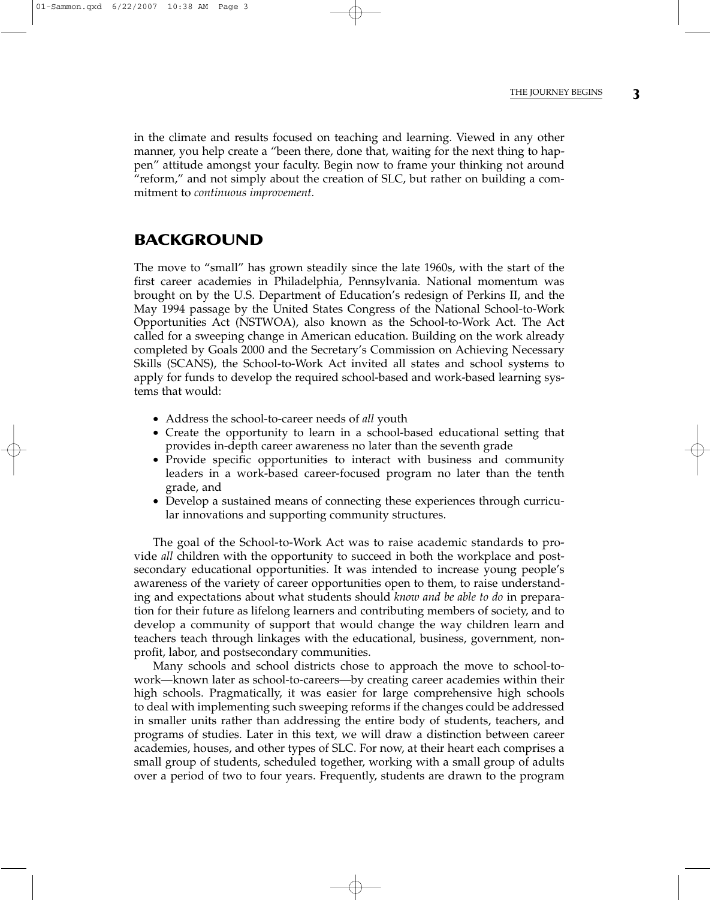in the climate and results focused on teaching and learning. Viewed in any other manner, you help create a "been there, done that, waiting for the next thing to happen" attitude amongst your faculty. Begin now to frame your thinking not around "reform," and not simply about the creation of SLC, but rather on building a commitment to *continuous improvement.*

## BACKGROUND

The move to "small" has grown steadily since the late 1960s, with the start of the first career academies in Philadelphia, Pennsylvania. National momentum was brought on by the U.S. Department of Education's redesign of Perkins II, and the May 1994 passage by the United States Congress of the National School-to-Work Opportunities Act (NSTWOA), also known as the School-to-Work Act. The Act called for a sweeping change in American education. Building on the work already completed by Goals 2000 and the Secretary's Commission on Achieving Necessary Skills (SCANS), the School-to-Work Act invited all states and school systems to apply for funds to develop the required school-based and work-based learning systems that would:

- Address the school-to-career needs of *all* youth
- Create the opportunity to learn in a school-based educational setting that provides in-depth career awareness no later than the seventh grade
- Provide specific opportunities to interact with business and community leaders in a work-based career-focused program no later than the tenth grade, and
- Develop a sustained means of connecting these experiences through curricular innovations and supporting community structures.

The goal of the School-to-Work Act was to raise academic standards to provide *all* children with the opportunity to succeed in both the workplace and postsecondary educational opportunities. It was intended to increase young people's awareness of the variety of career opportunities open to them, to raise understanding and expectations about what students should *know and be able to do* in preparation for their future as lifelong learners and contributing members of society, and to develop a community of support that would change the way children learn and teachers teach through linkages with the educational, business, government, nonprofit, labor, and postsecondary communities.

Many schools and school districts chose to approach the move to school-to-work—known later as school-to-careers—by creating career academies within their high schools. Pragmatically, it was easier for large comprehensive high schools to deal with implementing such sweeping reforms if the changes could be addressed in smaller units rather than addressing the entire body of students, teachers, and programs of studies. Later in this text, we will draw a distinction between career academies, houses, and other types of SLC. For now, at their heart each comprises a small group of students, scheduled together, working with a small group of adults over a period of two to four years. Frequently, students are drawn to the program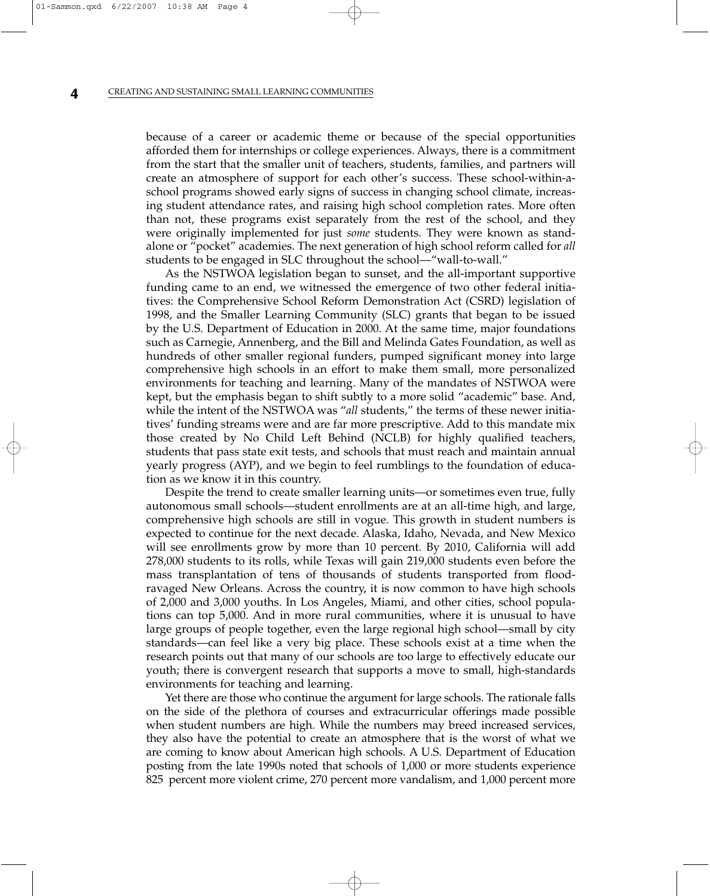because of a career or academic theme or because of the special opportunities afforded them for internships or college experiences. Always, there is a commitment from the start that the smaller unit of teachers, students, families, and partners will create an atmosphere of support for each other's success. These school-within-a-school programs showed early signs of success in changing school climate, increasing student attendance rates, and raising high school completion rates. More often than not, these programs exist separately from the rest of the school, and they were originally implemented for just *some* students. They were known as stand-alone or "pocket" academies. The next generation of high school reform called for *all* students to be engaged in SLC throughout the school—"wall-to-wall."

As the NSTWOA legislation began to sunset, and the all-important supportive funding came to an end, we witnessed the emergence of two other federal initiatives: the Comprehensive School Reform Demonstration Act (CSRD) legislation of 1998, and the Smaller Learning Community (SLC) grants that began to be issued by the U.S. Department of Education in 2000. At the same time, major foundations such as Carnegie, Annenberg, and the Bill and Melinda Gates Foundation, as well as hundreds of other smaller regional funders, pumped significant money into large comprehensive high schools in an effort to make them small, more personalized environments for teaching and learning. Many of the mandates of NSTWOA were kept, but the emphasis began to shift subtly to a more solid "academic" base. And, while the intent of the NSTWOA was "*all* students," the terms of these newer initiatives' funding streams were and are far more prescriptive. Add to this mandate mix those created by No Child Left Behind (NCLB) for highly qualified teachers, students that pass state exit tests, and schools that must reach and maintain annual yearly progress (AYP), and we begin to feel rumblings to the foundation of education as we know it in this country.

Despite the trend to create smaller learning units—or sometimes even true, fully autonomous small schools—student enrollments are at an all-time high, and large, comprehensive high schools are still in vogue. This growth in student numbers is expected to continue for the next decade. Alaska, Idaho, Nevada, and New Mexico will see enrollments grow by more than 10 percent. By 2010, California will add 278,000 students to its rolls, while Texas will gain 219,000 students even before the mass transplantation of tens of thousands of students transported from flood-ravaged New Orleans. Across the country, it is now common to have high schools of 2,000 and 3,000 youths. In Los Angeles, Miami, and other cities, school populations can top 5,000. And in more rural communities, where it is unusual to have large groups of people together, even the large regional high school—small by city standards—can feel like a very big place. These schools exist at a time when the research points out that many of our schools are too large to effectively educate our youth; there is convergent research that supports a move to small, high-standards environments for teaching and learning.

Yet there are those who continue the argument for large schools. The rationale falls on the side of the plethora of courses and extracurricular offerings made possible when student numbers are high. While the numbers may breed increased services, they also have the potential to create an atmosphere that is the worst of what we are coming to know about American high schools. A U.S. Department of Education posting from the late 1990s noted that schools of 1,000 or more students experience 825 percent more violent crime, 270 percent more vandalism, and 1,000 percent more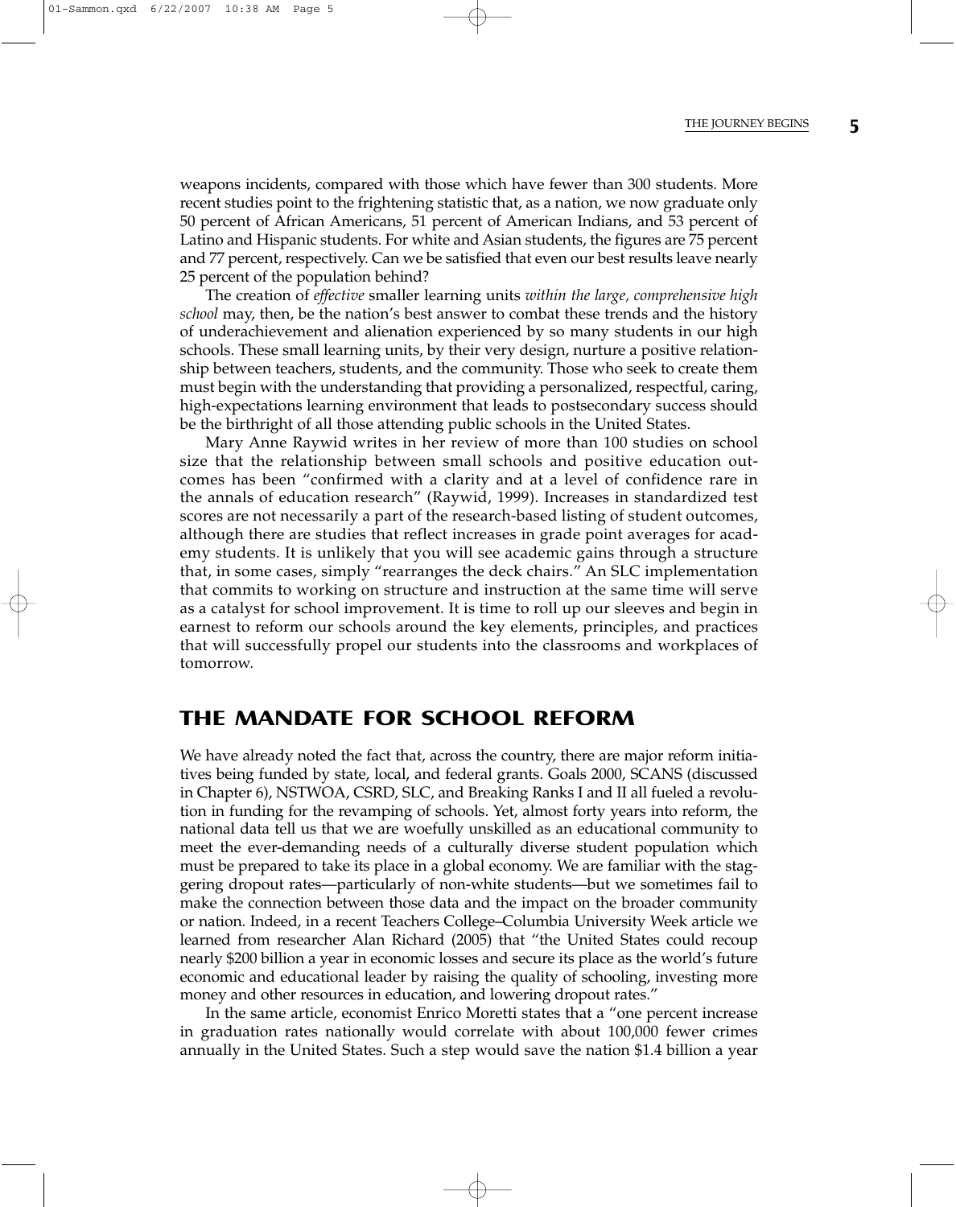weapons incidents, compared with those which have fewer than 300 students. More recent studies point to the frightening statistic that, as a nation, we now graduate only 50 percent of African Americans, 51 percent of American Indians, and 53 percent of Latino and Hispanic students. For white and Asian students, the figures are 75 percent and 77 percent, respectively. Can we be satisfied that even our best results leave nearly 25 percent of the population behind?

The creation of *effective* smaller learning units *within the large, comprehensive high school* may, then, be the nation's best answer to combat these trends and the history of underachievement and alienation experienced by so many students in our high schools. These small learning units, by their very design, nurture a positive relationship between teachers, students, and the community. Those who seek to create them must begin with the understanding that providing a personalized, respectful, caring, high-expectations learning environment that leads to postsecondary success should be the birthright of all those attending public schools in the United States.

Mary Anne Raywid writes in her review of more than 100 studies on school size that the relationship between small schools and positive education outcomes has been "confirmed with a clarity and at a level of confidence rare in the annals of education research" (Raywid, 1999). Increases in standardized test scores are not necessarily a part of the research-based listing of student outcomes, although there are studies that reflect increases in grade point averages for academy students. It is unlikely that you will see academic gains through a structure that, in some cases, simply "rearranges the deck chairs." An SLC implementation that commits to working on structure and instruction at the same time will serve as a catalyst for school improvement. It is time to roll up our sleeves and begin in earnest to reform our schools around the key elements, principles, and practices that will successfully propel our students into the classrooms and workplaces of tomorrow.

## THE MANDATE FOR SCHOOL REFORM

We have already noted the fact that, across the country, there are major reform initiatives being funded by state, local, and federal grants. Goals 2000, SCANS (discussed in Chapter 6), NSTWOA, CSRD, SLC, and Breaking Ranks I and II all fueled a revolution in funding for the revamping of schools. Yet, almost forty years into reform, the national data tell us that we are woefully unskilled as an educational community to meet the ever-demanding needs of a culturally diverse student population which must be prepared to take its place in a global economy. We are familiar with the staggering dropout rates—particularly of non-white students—but we sometimes fail to make the connection between those data and the impact on the broader community or nation. Indeed, in a recent Teachers College–Columbia University Week article we learned from researcher Alan Richard (2005) that "the United States could recoup nearly $200 billion a year in economic losses and secure its place as the world's future economic and educational leader by raising the quality of schooling, investing more money and other resources in education, and lowering dropout rates."

In the same article, economist Enrico Moretti states that a "one percent increase in graduation rates nationally would correlate with about 100,000 fewer crimes annually in the United States. Such a step would save the nation $1.4 billion a year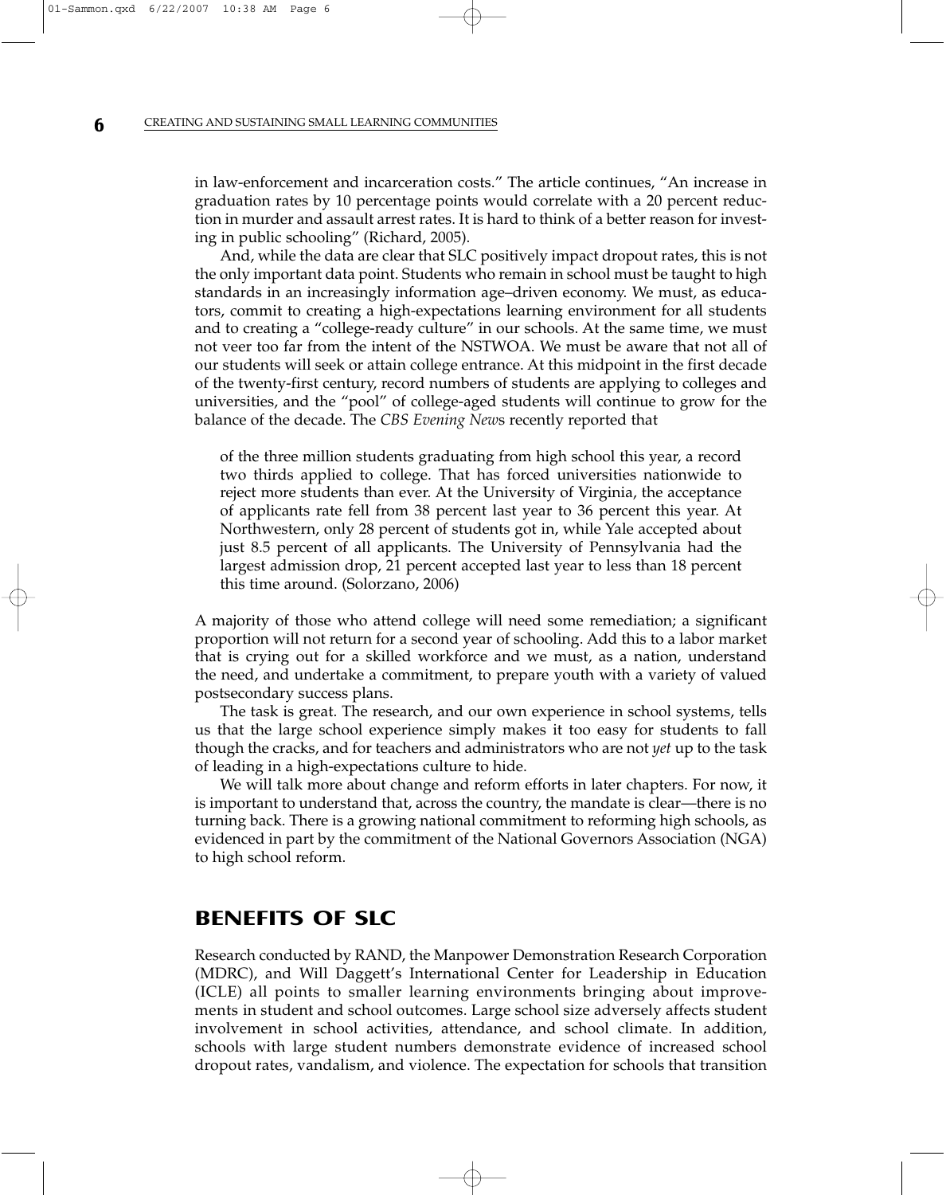in law-enforcement and incarceration costs." The article continues, "An increase in graduation rates by 10 percentage points would correlate with a 20 percent reduction in murder and assault arrest rates. It is hard to think of a better reason for investing in public schooling" (Richard, 2005).

And, while the data are clear that SLC positively impact dropout rates, this is not the only important data point. Students who remain in school must be taught to high standards in an increasingly information age–driven economy. We must, as educators, commit to creating a high-expectations learning environment for all students and to creating a "college-ready culture" in our schools. At the same time, we must not veer too far from the intent of the NSTWOA. We must be aware that not all of our students will seek or attain college entrance. At this midpoint in the first decade of the twenty-first century, record numbers of students are applying to colleges and universities, and the "pool" of college-aged students will continue to grow for the balance of the decade. The *CBS Evening News* recently reported that

> of the three million students graduating from high school this year, a record two thirds applied to college. That has forced universities nationwide to reject more students than ever. At the University of Virginia, the acceptance of applicants rate fell from 38 percent last year to 36 percent this year. At Northwestern, only 28 percent of students got in, while Yale accepted about just 8.5 percent of all applicants. The University of Pennsylvania had the largest admission drop, 21 percent accepted last year to less than 18 percent this time around. (Solorzano, 2006)

A majority of those who attend college will need some remediation; a significant proportion will not return for a second year of schooling. Add this to a labor market that is crying out for a skilled workforce and we must, as a nation, understand the need, and undertake a commitment, to prepare youth with a variety of valued postsecondary success plans.

The task is great. The research, and our own experience in school systems, tells us that the large school experience simply makes it too easy for students to fall though the cracks, and for teachers and administrators who are not *yet* up to the task of leading in a high-expectations culture to hide.

We will talk more about change and reform efforts in later chapters. For now, it is important to understand that, across the country, the mandate is clear—there is no turning back. There is a growing national commitment to reforming high schools, as evidenced in part by the commitment of the National Governors Association (NGA) to high school reform.

## BENEFITS OF SLC

Research conducted by RAND, the Manpower Demonstration Research Corporation (MDRC), and Will Daggett's International Center for Leadership in Education (ICLE) all points to smaller learning environments bringing about improvements in student and school outcomes. Large school size adversely affects student involvement in school activities, attendance, and school climate. In addition, schools with large student numbers demonstrate evidence of increased school dropout rates, vandalism, and violence. The expectation for schools that transition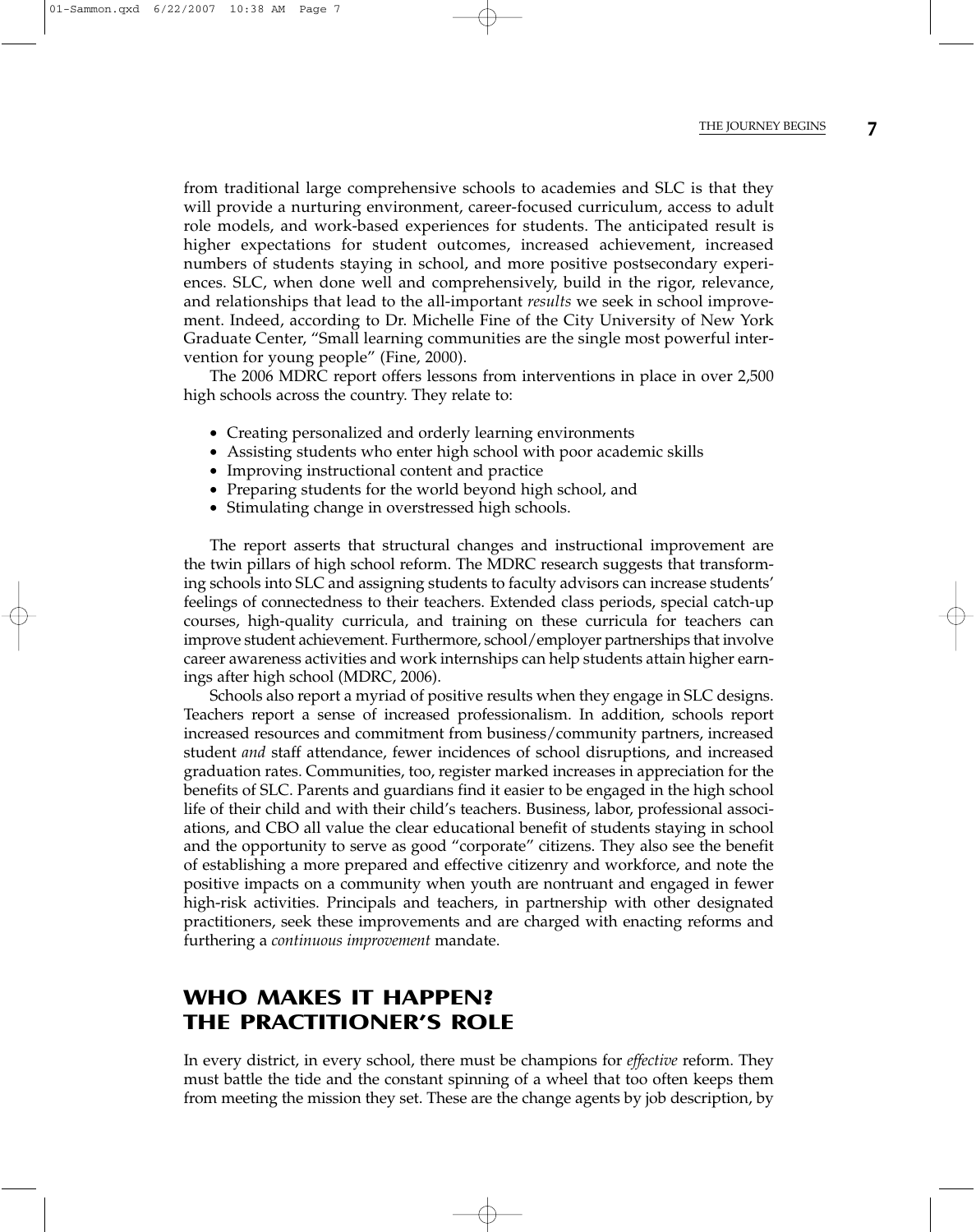from traditional large comprehensive schools to academies and SLC is that they will provide a nurturing environment, career-focused curriculum, access to adult role models, and work-based experiences for students. The anticipated result is higher expectations for student outcomes, increased achievement, increased numbers of students staying in school, and more positive postsecondary experiences. SLC, when done well and comprehensively, build in the rigor, relevance, and relationships that lead to the all-important *results* we seek in school improvement. Indeed, according to Dr. Michelle Fine of the City University of New York Graduate Center, "Small learning communities are the single most powerful intervention for young people" (Fine, 2000).

The 2006 MDRC report offers lessons from interventions in place in over 2,500 high schools across the country. They relate to:

- Creating personalized and orderly learning environments
- Assisting students who enter high school with poor academic skills
- Improving instructional content and practice
- Preparing students for the world beyond high school, and
- Stimulating change in overstressed high schools.

The report asserts that structural changes and instructional improvement are the twin pillars of high school reform. The MDRC research suggests that transforming schools into SLC and assigning students to faculty advisors can increase students' feelings of connectedness to their teachers. Extended class periods, special catch-up courses, high-quality curricula, and training on these curricula for teachers can improve student achievement. Furthermore, school/employer partnerships that involve career awareness activities and work internships can help students attain higher earnings after high school (MDRC, 2006).

Schools also report a myriad of positive results when they engage in SLC designs. Teachers report a sense of increased professionalism. In addition, schools report increased resources and commitment from business/community partners, increased student *and* staff attendance, fewer incidences of school disruptions, and increased graduation rates. Communities, too, register marked increases in appreciation for the benefits of SLC. Parents and guardians find it easier to be engaged in the high school life of their child and with their child's teachers. Business, labor, professional associations, and CBO all value the clear educational benefit of students staying in school and the opportunity to serve as good "corporate" citizens. They also see the benefit of establishing a more prepared and effective citizenry and workforce, and note the positive impacts on a community when youth are nontruant and engaged in fewer high-risk activities. Principals and teachers, in partnership with other designated practitioners, seek these improvements and are charged with enacting reforms and furthering a *continuous improvement* mandate.

## WHO MAKES IT HAPPEN? THE PRACTITIONER'S ROLE

In every district, in every school, there must be champions for *effective* reform. They must battle the tide and the constant spinning of a wheel that too often keeps them from meeting the mission they set. These are the change agents by job description, by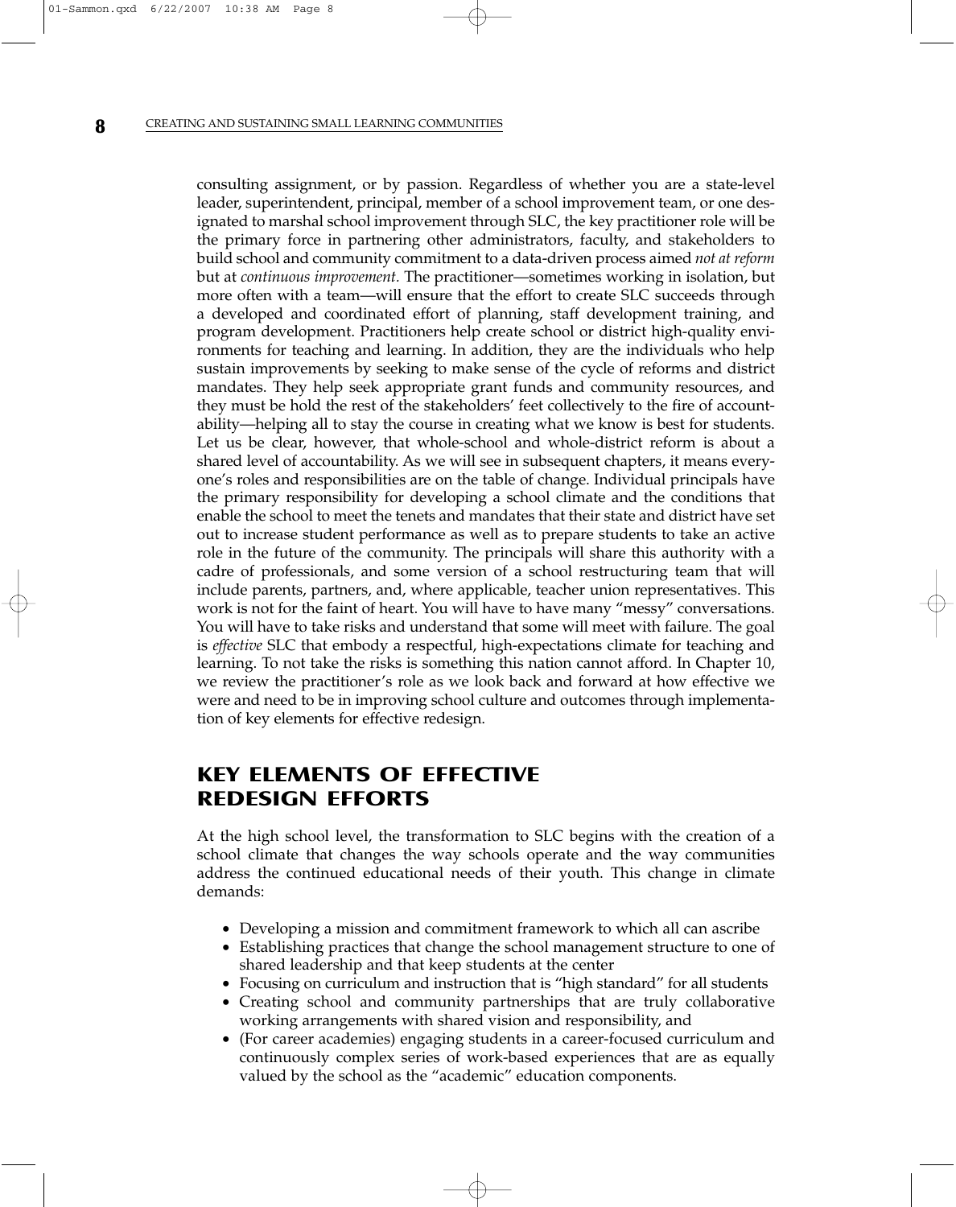consulting assignment, or by passion. Regardless of whether you are a state-level leader, superintendent, principal, member of a school improvement team, or one designated to marshal school improvement through SLC, the key practitioner role will be the primary force in partnering other administrators, faculty, and stakeholders to build school and community commitment to a data-driven process aimed *not at reform* but at *continuous improvement.* The practitioner—sometimes working in isolation, but more often with a team—will ensure that the effort to create SLC succeeds through a developed and coordinated effort of planning, staff development training, and program development. Practitioners help create school or district high-quality environments for teaching and learning. In addition, they are the individuals who help sustain improvements by seeking to make sense of the cycle of reforms and district mandates. They help seek appropriate grant funds and community resources, and they must be hold the rest of the stakeholders' feet collectively to the fire of accountability—helping all to stay the course in creating what we know is best for students. Let us be clear, however, that whole-school and whole-district reform is about a shared level of accountability. As we will see in subsequent chapters, it means everyone's roles and responsibilities are on the table of change. Individual principals have the primary responsibility for developing a school climate and the conditions that enable the school to meet the tenets and mandates that their state and district have set out to increase student performance as well as to prepare students to take an active role in the future of the community. The principals will share this authority with a cadre of professionals, and some version of a school restructuring team that will include parents, partners, and, where applicable, teacher union representatives. This work is not for the faint of heart. You will have to have many "messy" conversations. You will have to take risks and understand that some will meet with failure. The goal is *effective* SLC that embody a respectful, high-expectations climate for teaching and learning. To not take the risks is something this nation cannot afford. In Chapter 10, we review the practitioner's role as we look back and forward at how effective we were and need to be in improving school culture and outcomes through implementation of key elements for effective redesign.

## KEY ELEMENTS OF EFFECTIVE REDESIGN EFFORTS

At the high school level, the transformation to SLC begins with the creation of a school climate that changes the way schools operate and the way communities address the continued educational needs of their youth. This change in climate demands:

- Developing a mission and commitment framework to which all can ascribe
- Establishing practices that change the school management structure to one of shared leadership and that keep students at the center
- Focusing on curriculum and instruction that is "high standard" for all students
- Creating school and community partnerships that are truly collaborative working arrangements with shared vision and responsibility, and
- (For career academies) engaging students in a career-focused curriculum and continuously complex series of work-based experiences that are as equally valued by the school as the "academic" education components.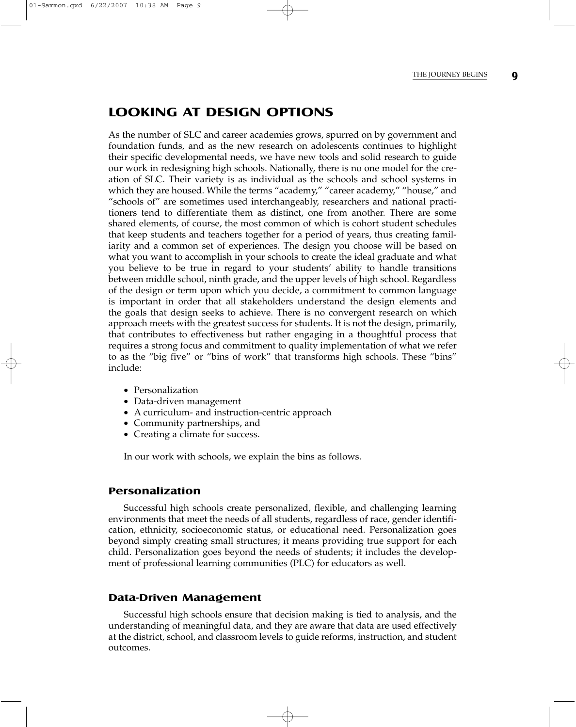## LOOKING AT DESIGN OPTIONS

As the number of SLC and career academies grows, spurred on by government and foundation funds, and as the new research on adolescents continues to highlight their specific developmental needs, we have new tools and solid research to guide our work in redesigning high schools. Nationally, there is no one model for the creation of SLC. Their variety is as individual as the schools and school systems in which they are housed. While the terms "academy," "career academy," "house," and "schools of" are sometimes used interchangeably, researchers and national practitioners tend to differentiate them as distinct, one from another. There are some shared elements, of course, the most common of which is cohort student schedules that keep students and teachers together for a period of years, thus creating familiarity and a common set of experiences. The design you choose will be based on what you want to accomplish in your schools to create the ideal graduate and what you believe to be true in regard to your students' ability to handle transitions between middle school, ninth grade, and the upper levels of high school. Regardless of the design or term upon which you decide, a commitment to common language is important in order that all stakeholders understand the design elements and the goals that design seeks to achieve. There is no convergent research on which approach meets with the greatest success for students. It is not the design, primarily, that contributes to effectiveness but rather engaging in a thoughtful process that requires a strong focus and commitment to quality implementation of what we refer to as the "big five" or "bins of work" that transforms high schools. These "bins" include:

- Personalization
- Data-driven management
- A curriculum- and instruction-centric approach
- Community partnerships, and
- Creating a climate for success.

In our work with schools, we explain the bins as follows.

### Personalization

Successful high schools create personalized, flexible, and challenging learning environments that meet the needs of all students, regardless of race, gender identification, ethnicity, socioeconomic status, or educational need. Personalization goes beyond simply creating small structures; it means providing true support for each child. Personalization goes beyond the needs of students; it includes the development of professional learning communities (PLC) for educators as well.

### Data-Driven Management

Successful high schools ensure that decision making is tied to analysis, and the understanding of meaningful data, and they are aware that data are used effectively at the district, school, and classroom levels to guide reforms, instruction, and student outcomes.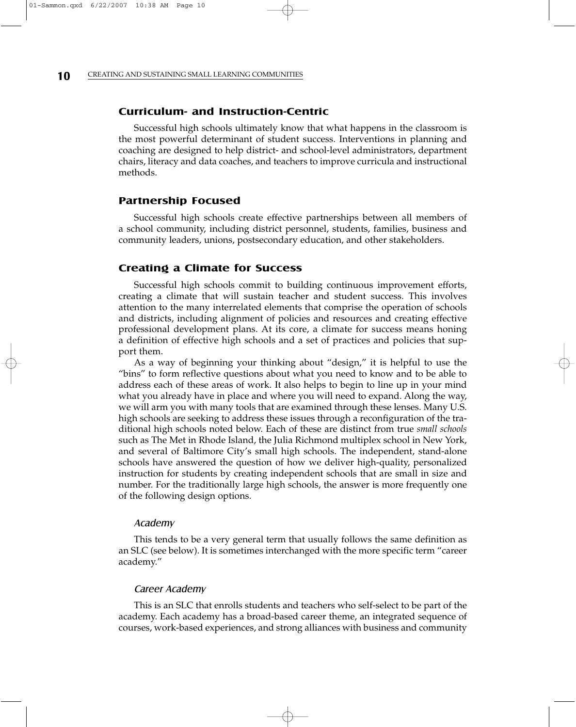## Curriculum- and Instruction-Centric

Successful high schools ultimately know that what happens in the classroom is the most powerful determinant of student success. Interventions in planning and coaching are designed to help district- and school-level administrators, department chairs, literacy and data coaches, and teachers to improve curricula and instructional methods.

## Partnership Focused

Successful high schools create effective partnerships between all members of a school community, including district personnel, students, families, business and community leaders, unions, postsecondary education, and other stakeholders.

## Creating a Climate for Success

Successful high schools commit to building continuous improvement efforts, creating a climate that will sustain teacher and student success. This involves attention to the many interrelated elements that comprise the operation of schools and districts, including alignment of policies and resources and creating effective professional development plans. At its core, a climate for success means honing a definition of effective high schools and a set of practices and policies that support them.

As a way of beginning your thinking about "design," it is helpful to use the "bins" to form reflective questions about what you need to know and to be able to address each of these areas of work. It also helps to begin to line up in your mind what you already have in place and where you will need to expand. Along the way, we will arm you with many tools that are examined through these lenses. Many U.S. high schools are seeking to address these issues through a reconfiguration of the traditional high schools noted below. Each of these are distinct from true *small schools* such as The Met in Rhode Island, the Julia Richmond multiplex school in New York, and several of Baltimore City's small high schools. The independent, stand-alone schools have answered the question of how we deliver high-quality, personalized instruction for students by creating independent schools that are small in size and number. For the traditionally large high schools, the answer is more frequently one of the following design options.

### *Academy*

This tends to be a very general term that usually follows the same definition as an SLC (see below). It is sometimes interchanged with the more specific term "career academy."

### *Career Academy*

This is an SLC that enrolls students and teachers who self-select to be part of the academy. Each academy has a broad-based career theme, an integrated sequence of courses, work-based experiences, and strong alliances with business and community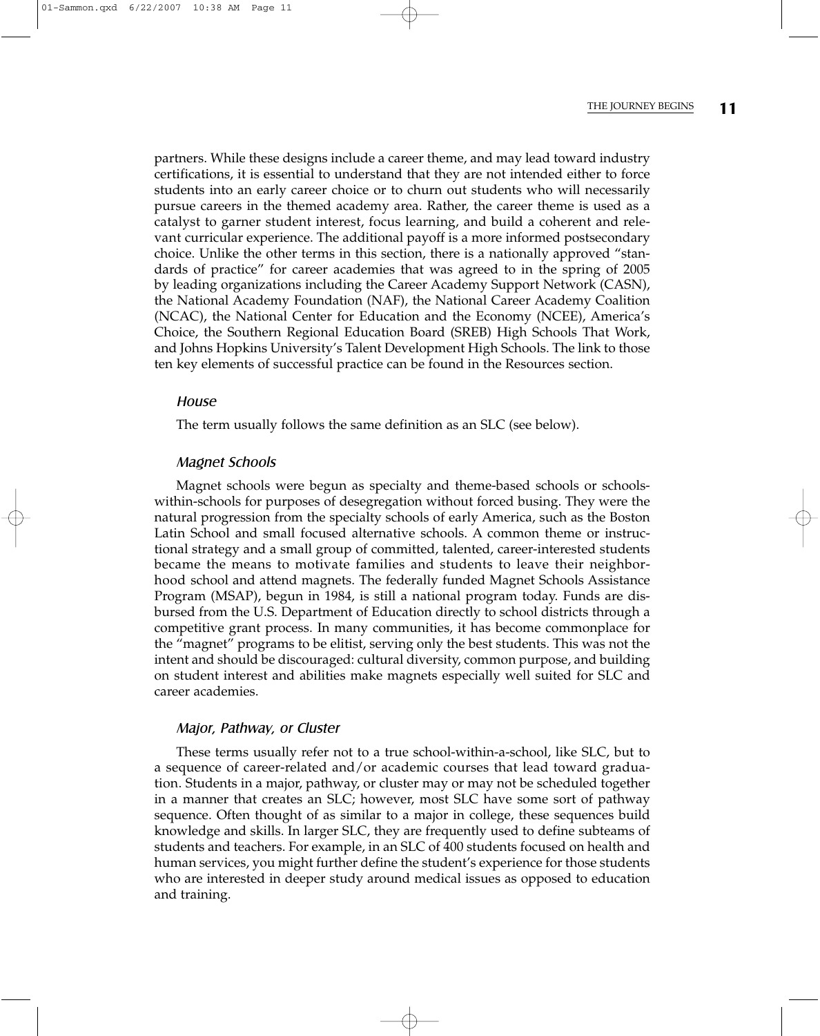partners. While these designs include a career theme, and may lead toward industry certifications, it is essential to understand that they are not intended either to force students into an early career choice or to churn out students who will necessarily pursue careers in the themed academy area. Rather, the career theme is used as a catalyst to garner student interest, focus learning, and build a coherent and relevant curricular experience. The additional payoff is a more informed postsecondary choice. Unlike the other terms in this section, there is a nationally approved "standards of practice" for career academies that was agreed to in the spring of 2005 by leading organizations including the Career Academy Support Network (CASN), the National Academy Foundation (NAF), the National Career Academy Coalition (NCAC), the National Center for Education and the Economy (NCEE), America's Choice, the Southern Regional Education Board (SREB) High Schools That Work, and Johns Hopkins University's Talent Development High Schools. The link to those ten key elements of successful practice can be found in the Resources section.

### *House*

The term usually follows the same definition as an SLC (see below).

### *Magnet Schools*

Magnet schools were begun as specialty and theme-based schools or schools-within-schools for purposes of desegregation without forced busing. They were the natural progression from the specialty schools of early America, such as the Boston Latin School and small focused alternative schools. A common theme or instructional strategy and a small group of committed, talented, career-interested students became the means to motivate families and students to leave their neighborhood school and attend magnets. The federally funded Magnet Schools Assistance Program (MSAP), begun in 1984, is still a national program today. Funds are disbursed from the U.S. Department of Education directly to school districts through a competitive grant process. In many communities, it has become commonplace for the "magnet" programs to be elitist, serving only the best students. This was not the intent and should be discouraged: cultural diversity, common purpose, and building on student interest and abilities make magnets especially well suited for SLC and career academies.

### *Major, Pathway, or Cluster*

These terms usually refer not to a true school-within-a-school, like SLC, but to a sequence of career-related and/or academic courses that lead toward graduation. Students in a major, pathway, or cluster may or may not be scheduled together in a manner that creates an SLC; however, most SLC have some sort of pathway sequence. Often thought of as similar to a major in college, these sequences build knowledge and skills. In larger SLC, they are frequently used to define subteams of students and teachers. For example, in an SLC of 400 students focused on health and human services, you might further define the student's experience for those students who are interested in deeper study around medical issues as opposed to education and training.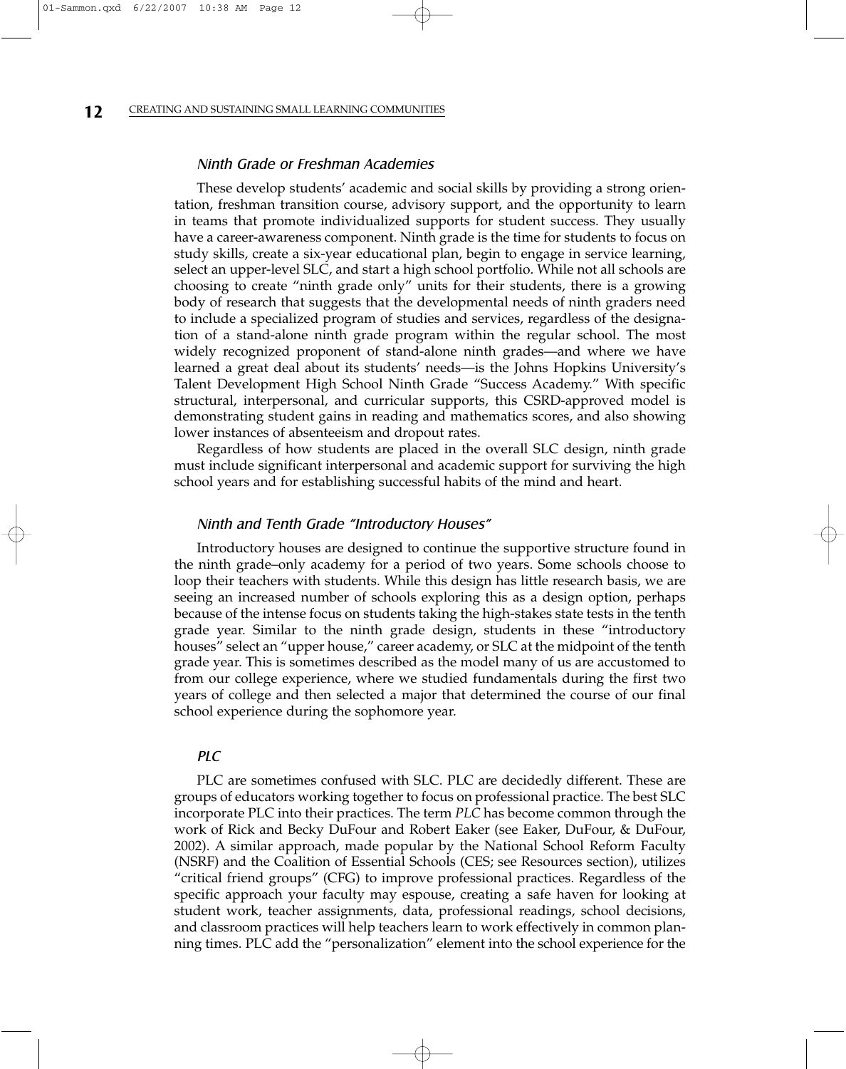### *Ninth Grade or Freshman Academies*

These develop students' academic and social skills by providing a strong orientation, freshman transition course, advisory support, and the opportunity to learn in teams that promote individualized supports for student success. They usually have a career-awareness component. Ninth grade is the time for students to focus on study skills, create a six-year educational plan, begin to engage in service learning, select an upper-level SLC, and start a high school portfolio. While not all schools are choosing to create "ninth grade only" units for their students, there is a growing body of research that suggests that the developmental needs of ninth graders need to include a specialized program of studies and services, regardless of the designation of a stand-alone ninth grade program within the regular school. The most widely recognized proponent of stand-alone ninth grades—and where we have learned a great deal about its students' needs—is the Johns Hopkins University's Talent Development High School Ninth Grade "Success Academy." With specific structural, interpersonal, and curricular supports, this CSRD-approved model is demonstrating student gains in reading and mathematics scores, and also showing lower instances of absenteeism and dropout rates.

Regardless of how students are placed in the overall SLC design, ninth grade must include significant interpersonal and academic support for surviving the high school years and for establishing successful habits of the mind and heart.

### *Ninth and Tenth Grade "Introductory Houses"*

Introductory houses are designed to continue the supportive structure found in the ninth grade–only academy for a period of two years. Some schools choose to loop their teachers with students. While this design has little research basis, we are seeing an increased number of schools exploring this as a design option, perhaps because of the intense focus on students taking the high-stakes state tests in the tenth grade year. Similar to the ninth grade design, students in these "introductory houses" select an "upper house," career academy, or SLC at the midpoint of the tenth grade year. This is sometimes described as the model many of us are accustomed to from our college experience, where we studied fundamentals during the first two years of college and then selected a major that determined the course of our final school experience during the sophomore year.

### *PLC*

PLC are sometimes confused with SLC. PLC are decidedly different. These are groups of educators working together to focus on professional practice. The best SLC incorporate PLC into their practices. The term *PLC* has become common through the work of Rick and Becky DuFour and Robert Eaker (see Eaker, DuFour, & DuFour, 2002). A similar approach, made popular by the National School Reform Faculty (NSRF) and the Coalition of Essential Schools (CES; see Resources section), utilizes "critical friend groups" (CFG) to improve professional practices. Regardless of the specific approach your faculty may espouse, creating a safe haven for looking at student work, teacher assignments, data, professional readings, school decisions, and classroom practices will help teachers learn to work effectively in common planning times. PLC add the "personalization" element into the school experience for the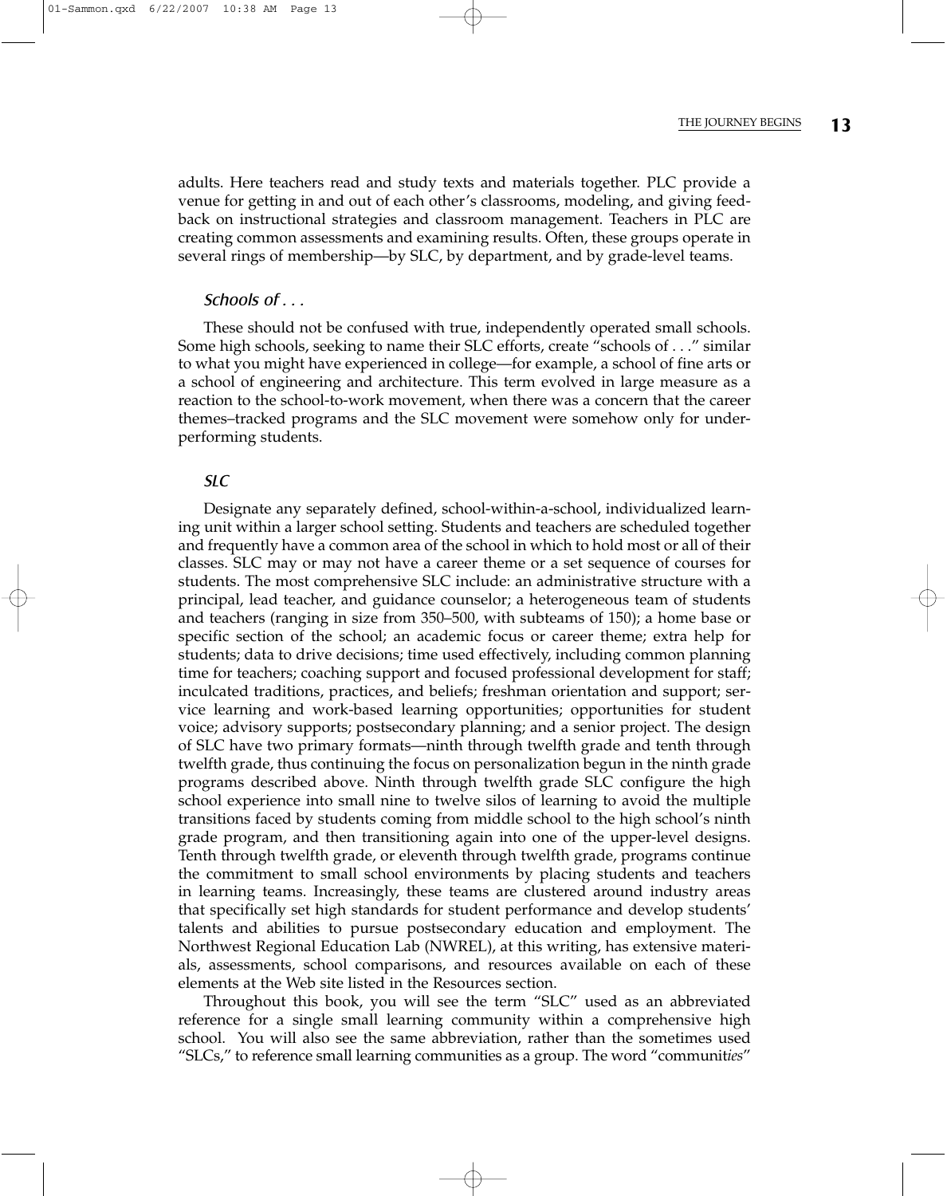adults. Here teachers read and study texts and materials together. PLC provide a venue for getting in and out of each other's classrooms, modeling, and giving feedback on instructional strategies and classroom management. Teachers in PLC are creating common assessments and examining results. Often, these groups operate in several rings of membership—by SLC, by department, and by grade-level teams.

### *Schools of . . .*

These should not be confused with true, independently operated small schools. Some high schools, seeking to name their SLC efforts, create "schools of . . ." similar to what you might have experienced in college—for example, a school of fine arts or a school of engineering and architecture. This term evolved in large measure as a reaction to the school-to-work movement, when there was a concern that the career themes–tracked programs and the SLC movement were somehow only for underperforming students.

### *SLC*

Designate any separately defined, school-within-a-school, individualized learning unit within a larger school setting. Students and teachers are scheduled together and frequently have a common area of the school in which to hold most or all of their classes. SLC may or may not have a career theme or a set sequence of courses for students. The most comprehensive SLC include: an administrative structure with a principal, lead teacher, and guidance counselor; a heterogeneous team of students and teachers (ranging in size from 350–500, with subteams of 150); a home base or specific section of the school; an academic focus or career theme; extra help for students; data to drive decisions; time used effectively, including common planning time for teachers; coaching support and focused professional development for staff; inculcated traditions, practices, and beliefs; freshman orientation and support; service learning and work-based learning opportunities; opportunities for student voice; advisory supports; postsecondary planning; and a senior project. The design of SLC have two primary formats—ninth through twelfth grade and tenth through twelfth grade, thus continuing the focus on personalization begun in the ninth grade programs described above. Ninth through twelfth grade SLC configure the high school experience into small nine to twelve silos of learning to avoid the multiple transitions faced by students coming from middle school to the high school's ninth grade program, and then transitioning again into one of the upper-level designs. Tenth through twelfth grade, or eleventh through twelfth grade, programs continue the commitment to small school environments by placing students and teachers in learning teams. Increasingly, these teams are clustered around industry areas that specifically set high standards for student performance and develop students' talents and abilities to pursue postsecondary education and employment. The Northwest Regional Education Lab (NWREL), at this writing, has extensive materials, assessments, school comparisons, and resources available on each of these elements at the Web site listed in the Resources section.

Throughout this book, you will see the term "SLC" used as an abbreviated reference for a single small learning community within a comprehensive high school. You will also see the same abbreviation, rather than the sometimes used "SLCs," to reference small learning communities as a group. The word "communit*ies*"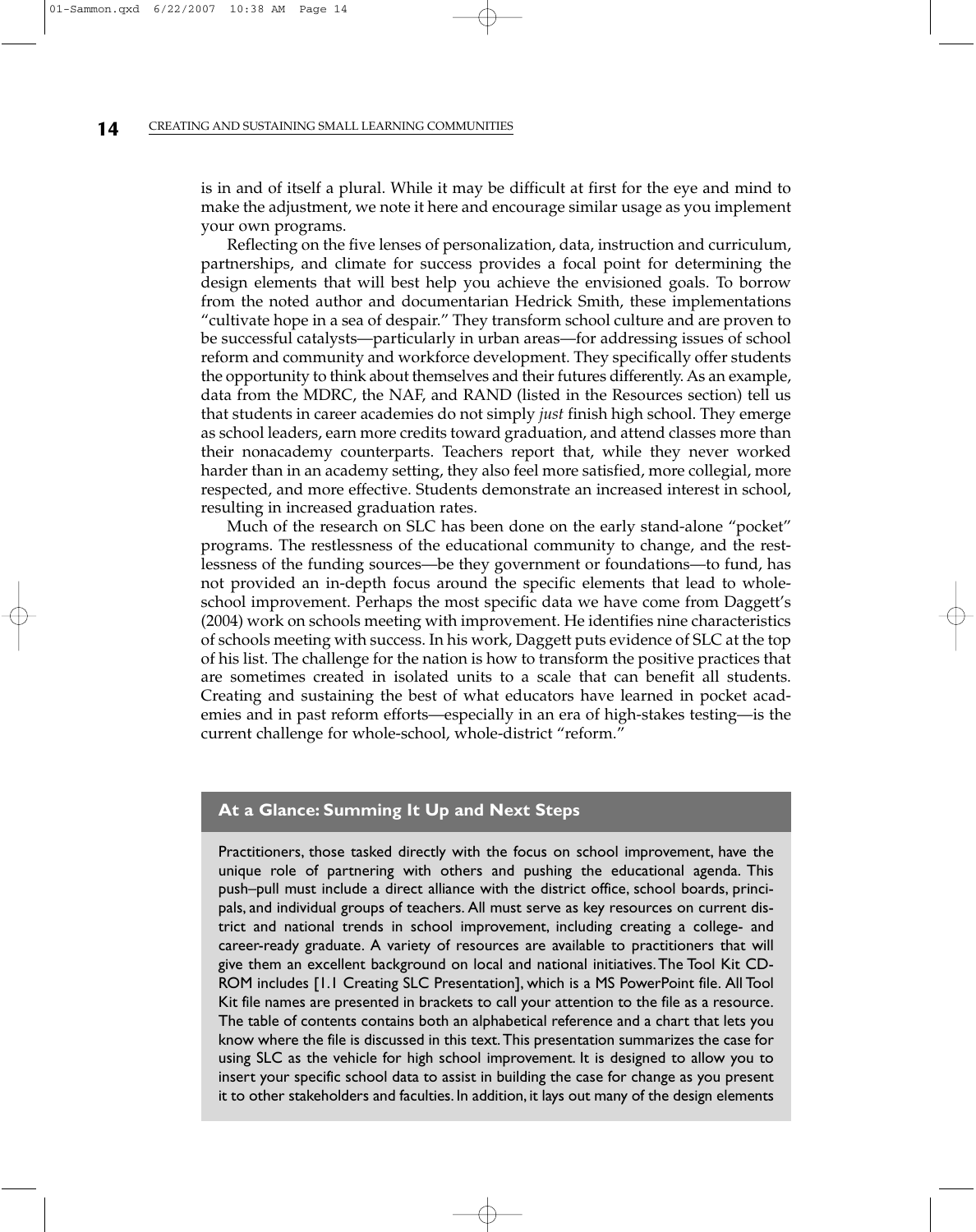is in and of itself a plural. While it may be difficult at first for the eye and mind to make the adjustment, we note it here and encourage similar usage as you implement your own programs.

Reflecting on the five lenses of personalization, data, instruction and curriculum, partnerships, and climate for success provides a focal point for determining the design elements that will best help you achieve the envisioned goals. To borrow from the noted author and documentarian Hedrick Smith, these implementations "cultivate hope in a sea of despair." They transform school culture and are proven to be successful catalysts—particularly in urban areas—for addressing issues of school reform and community and workforce development. They specifically offer students the opportunity to think about themselves and their futures differently. As an example, data from the MDRC, the NAF, and RAND (listed in the Resources section) tell us that students in career academies do not simply *just* finish high school. They emerge as school leaders, earn more credits toward graduation, and attend classes more than their nonacademy counterparts. Teachers report that, while they never worked harder than in an academy setting, they also feel more satisfied, more collegial, more respected, and more effective. Students demonstrate an increased interest in school, resulting in increased graduation rates.

Much of the research on SLC has been done on the early stand-alone "pocket" programs. The restlessness of the educational community to change, and the restlessness of the funding sources—be they government or foundations—to fund, has not provided an in-depth focus around the specific elements that lead to whole-school improvement. Perhaps the most specific data we have come from Daggett's (2004) work on schools meeting with improvement. He identifies nine characteristics of schools meeting with success. In his work, Daggett puts evidence of SLC at the top of his list. The challenge for the nation is how to transform the positive practices that are sometimes created in isolated units to a scale that can benefit all students. Creating and sustaining the best of what educators have learned in pocket academies and in past reform efforts—especially in an era of high-stakes testing—is the current challenge for whole-school, whole-district "reform."

### At a Glance: Summing It Up and Next Steps

Practitioners, those tasked directly with the focus on school improvement, have the unique role of partnering with others and pushing the educational agenda. This push–pull must include a direct alliance with the district office, school boards, principals, and individual groups of teachers. All must serve as key resources on current district and national trends in school improvement, including creating a college- and career-ready graduate. A variety of resources are available to practitioners that will give them an excellent background on local and national initiatives. The Tool Kit CD-ROM includes [1.1 Creating SLC Presentation], which is a MS PowerPoint file. All Tool Kit file names are presented in brackets to call your attention to the file as a resource. The table of contents contains both an alphabetical reference and a chart that lets you know where the file is discussed in this text. This presentation summarizes the case for using SLC as the vehicle for high school improvement. It is designed to allow you to insert your specific school data to assist in building the case for change as you present it to other stakeholders and faculties. In addition, it lays out many of the design elements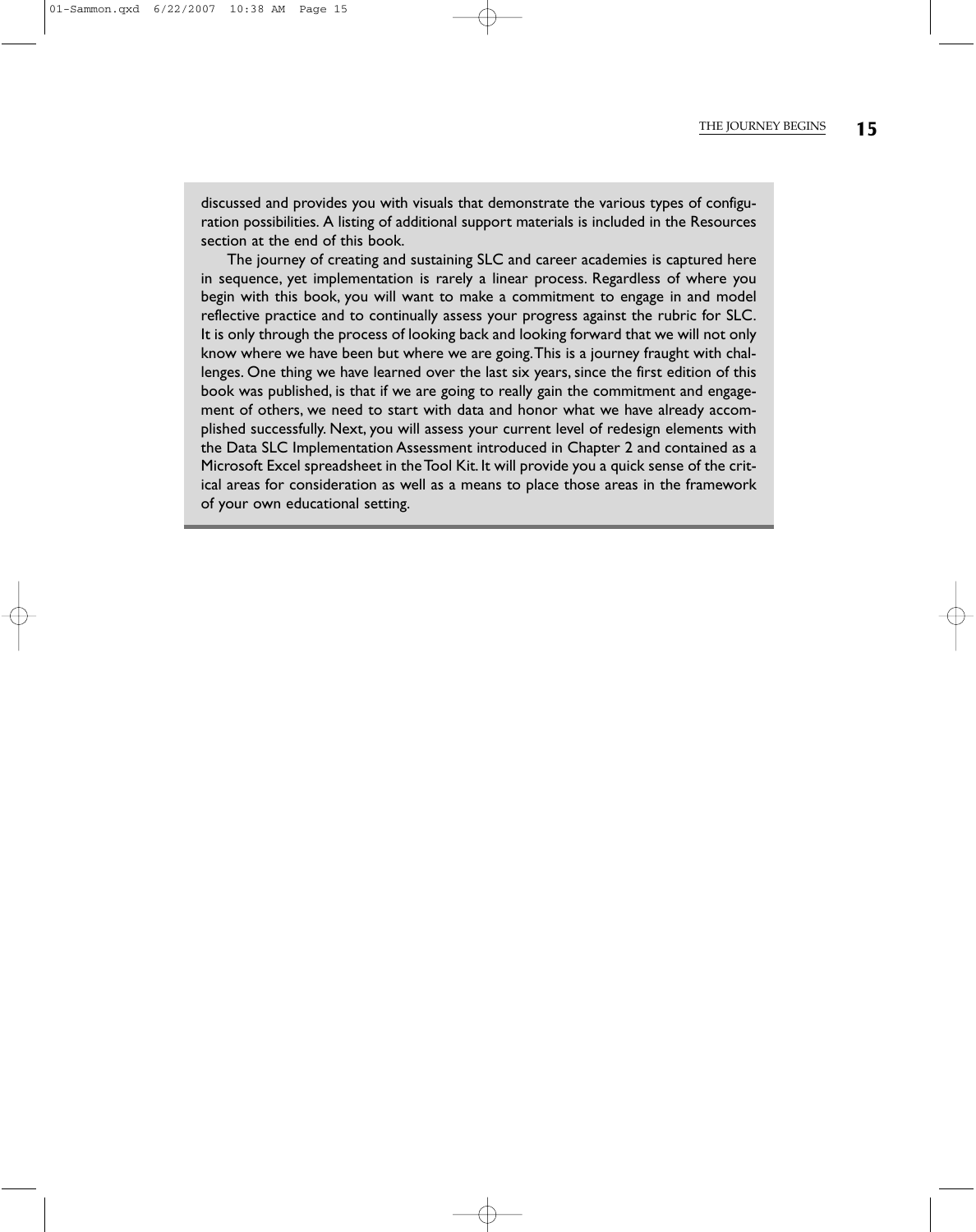discussed and provides you with visuals that demonstrate the various types of configuration possibilities. A listing of additional support materials is included in the Resources section at the end of this book.

The journey of creating and sustaining SLC and career academies is captured here in sequence, yet implementation is rarely a linear process. Regardless of where you begin with this book, you will want to make a commitment to engage in and model reflective practice and to continually assess your progress against the rubric for SLC. It is only through the process of looking back and looking forward that we will not only know where we have been but where we are going. This is a journey fraught with challenges. One thing we have learned over the last six years, since the first edition of this book was published, is that if we are going to really gain the commitment and engagement of others, we need to start with data and honor what we have already accomplished successfully. Next, you will assess your current level of redesign elements with the Data SLC Implementation Assessment introduced in Chapter 2 and contained as a Microsoft Excel spreadsheet in the Tool Kit. It will provide you a quick sense of the critical areas for consideration as well as a means to place those areas in the framework of your own educational setting.